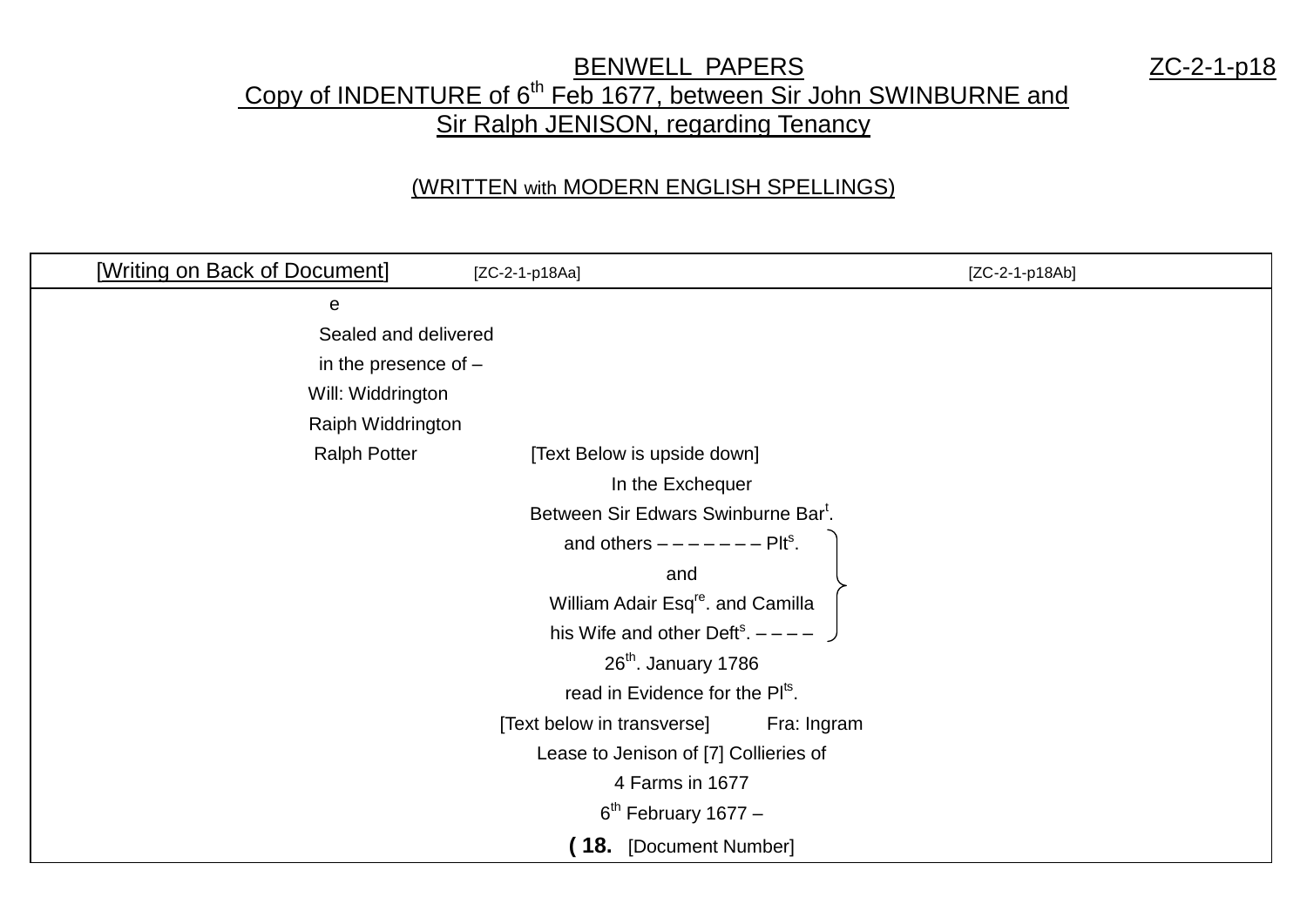# BENWELL PAPERS

ZC-2-1-p18

## Copy of INDENTURE of 6th Feb 1677, between Sir John SWINBURNE and Sir Ralph JENISON, regarding Tenancy

(WRITTEN with MODERN ENGLISH SPELLINGS)

| [Writing on Back of Document] [ZC-2-1-p18Aa] [ZC-2-1-p18Ab] |
|---|
| e<br>Sealed and delivered<br>in the presence of –<br>Will: Widdrington<br>Raiph Widdrington<br>Ralph Potter [Text Below is upside down]<br>In the Exchequer<br>Between Sir Edwars Swinburne Bar[t].<br>and others – – – – – – – Plt[s].<br>and<br>William Adair Esq[re]. and Camilla<br>his Wife and other Deft[s]. – – – –<br>26th. January 1786<br>read in Evidence for the Pl[ts].<br>[Text below in transverse] Fra: Ingram<br>Lease to Jenison of [7] Collieries of<br>4 Farms in 1677<br>6th February 1677 –<br>**( 18.** [Document Number] |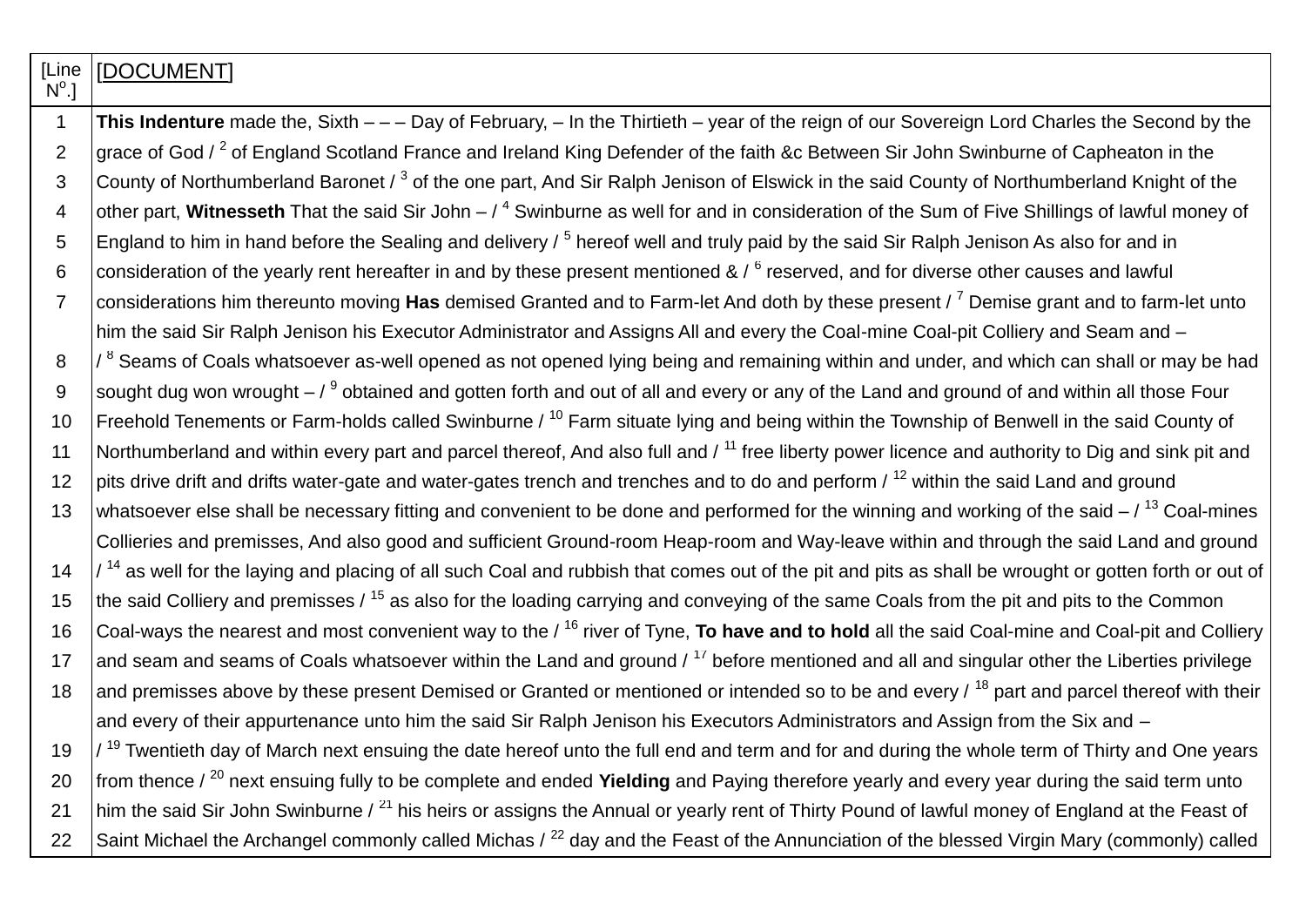| [Line N^o^.] | [DOCUMENT] |
|---|---|
| 1 | **This Indenture** made the, Sixth – – – Day of February, – In the Thirtieth – year of the reign of our Sovereign Lord Charles the Second by the |
| 2 | grace of God / [2] of England Scotland France and Ireland King Defender of the faith &c Between Sir John Swinburne of Capheaton in the |
| 3 | County of Northumberland Baronet / [3] of the one part, And Sir Ralph Jenison of Elswick in the said County of Northumberland Knight of the |
| 4 | other part, **Witnesseth** That the said Sir John – / [4] Swinburne as well for and in consideration of the Sum of Five Shillings of lawful money of |
| 5 | England to him in hand before the Sealing and delivery / [5] hereof well and truly paid by the said Sir Ralph Jenison As also for and in |
| 6 | consideration of the yearly rent hereafter in and by these present mentioned & / [6] reserved, and for diverse other causes and lawful |
| 7 | considerations him thereunto moving **Has** demised Granted and to Farm-let And doth by these present / [7] Demise grant and to farm-let unto |
| | him the said Sir Ralph Jenison his Executor Administrator and Assigns All and every the Coal-mine Coal-pit Colliery and Seam and – |
| 8 | / [8] Seams of Coals whatsoever as-well opened as not opened lying being and remaining within and under, and which can shall or may be had |
| 9 | sought dug won wrought – / [9] obtained and gotten forth and out of all and every or any of the Land and ground of and within all those Four |
| 10 | Freehold Tenements or Farm-holds called Swinburne / [10] Farm situate lying and being within the Township of Benwell in the said County of |
| 11 | Northumberland and within every part and parcel thereof, And also full and / [11] free liberty power licence and authority to Dig and sink pit and |
| 12 | pits drive drift and drifts water-gate and water-gates trench and trenches and to do and perform / [12] within the said Land and ground |
| 13 | whatsoever else shall be necessary fitting and convenient to be done and performed for the winning and working of the said – / [13] Coal-mines |
| | Collieries and premisses, And also good and sufficient Ground-room Heap-room and Way-leave within and through the said Land and ground |
| 14 | / [14] as well for the laying and placing of all such Coal and rubbish that comes out of the pit and pits as shall be wrought or gotten forth or out of |
| 15 | the said Colliery and premisses / [15] as also for the loading carrying and conveying of the same Coals from the pit and pits to the Common |
| 16 | Coal-ways the nearest and most convenient way to the / [16] river of Tyne, **To have and to hold** all the said Coal-mine and Coal-pit and Colliery |
| 17 | and seam and seams of Coals whatsoever within the Land and ground / [17] before mentioned and all and singular other the Liberties privilege |
| 18 | and premisses above by these present Demised or Granted or mentioned or intended so to be and every / [18] part and parcel thereof with their |
| | and every of their appurtenance unto him the said Sir Ralph Jenison his Executors Administrators and Assign from the Six and – |
| 19 | / [19] Twentieth day of March next ensuing the date hereof unto the full end and term and for and during the whole term of Thirty and One years |
| 20 | from thence / [20] next ensuing fully to be complete and ended **Yielding** and Paying therefore yearly and every year during the said term unto |
| 21 | him the said Sir John Swinburne / [21] his heirs or assigns the Annual or yearly rent of Thirty Pound of lawful money of England at the Feast of |
| 22 | Saint Michael the Archangel commonly called Michas / [22] day and the Feast of the Annunciation of the blessed Virgin Mary (commonly) called |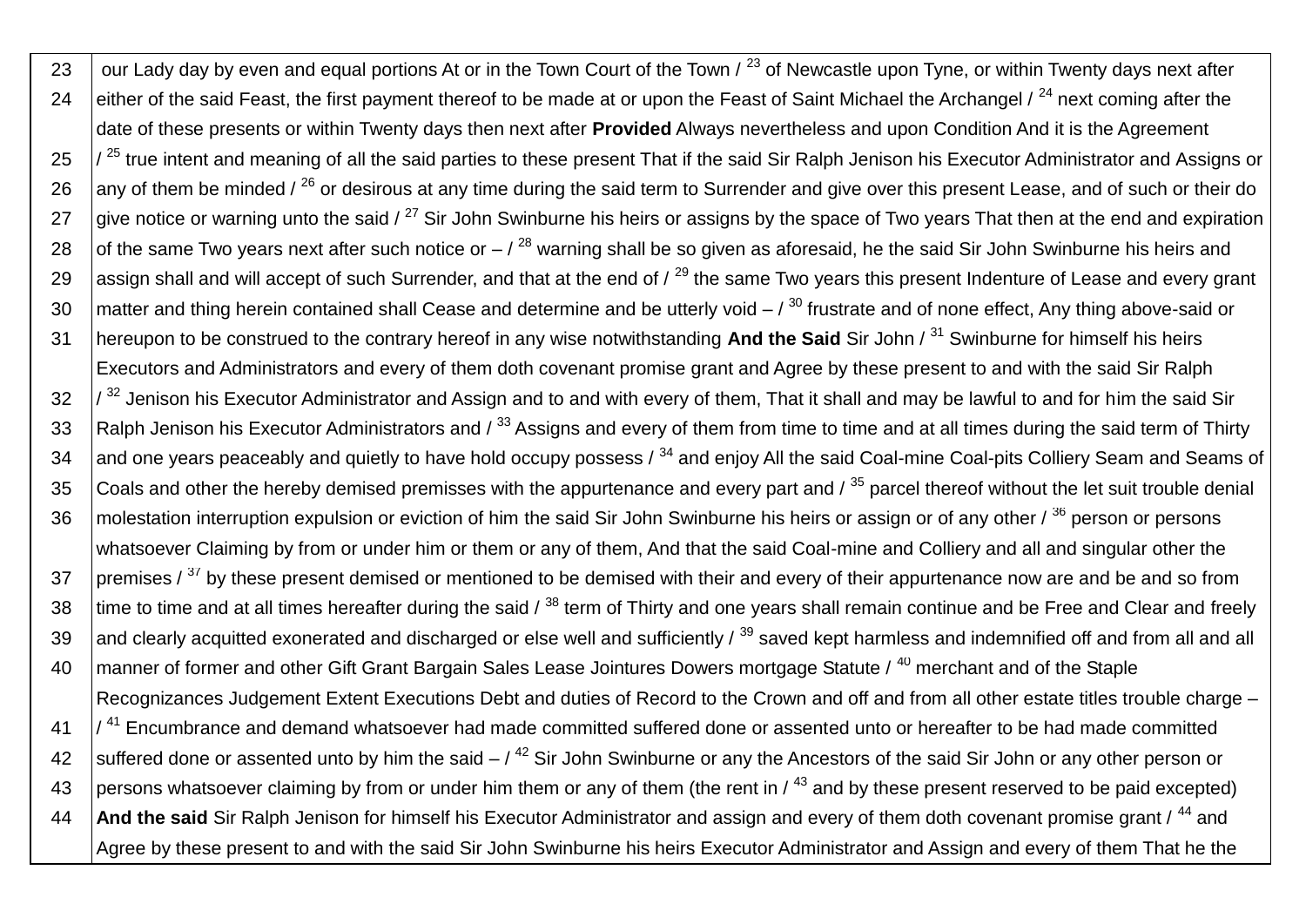| | |
|---|---|
| 23 | our Lady day by even and equal portions At or in the Town Court of the Town / [23] of Newcastle upon Tyne, or within Twenty days next after |
| 24 | either of the said Feast, the first payment thereof to be made at or upon the Feast of Saint Michael the Archangel / [24] next coming after the date of these presents or within Twenty days then next after **Provided** Always nevertheless and upon Condition And it is the Agreement |
| 25 | / [25] true intent and meaning of all the said parties to these present That if the said Sir Ralph Jenison his Executor Administrator and Assigns or |
| 26 | any of them be minded / [26] or desirous at any time during the said term to Surrender and give over this present Lease, and of such or their do |
| 27 | give notice or warning unto the said / [27] Sir John Swinburne his heirs or assigns by the space of Two years That then at the end and expiration |
| 28 | of the same Two years next after such notice or – / [28] warning shall be so given as aforesaid, he the said Sir John Swinburne his heirs and |
| 29 | assign shall and will accept of such Surrender, and that at the end of / [29] the same Two years this present Indenture of Lease and every grant |
| 30 | matter and thing herein contained shall Cease and determine and be utterly void – / [30] frustrate and of none effect, Any thing above-said or |
| 31 | hereupon to be construed to the contrary hereof in any wise notwithstanding **And the Said** Sir John / [31] Swinburne for himself his heirs Executors and Administrators and every of them doth covenant promise grant and Agree by these present to and with the said Sir Ralph |
| 32 | / [32] Jenison his Executor Administrator and Assign and to and with every of them, That it shall and may be lawful to and for him the said Sir |
| 33 | Ralph Jenison his Executor Administrators and / [33] Assigns and every of them from time to time and at all times during the said term of Thirty |
| 34 | and one years peaceably and quietly to have hold occupy possess / [34] and enjoy All the said Coal-mine Coal-pits Colliery Seam and Seams of |
| 35 | Coals and other the hereby demised premisses with the appurtenance and every part and / [35] parcel thereof without the let suit trouble denial |
| 36 | molestation interruption expulsion or eviction of him the said Sir John Swinburne his heirs or assign or of any other / [36] person or persons whatsoever Claiming by from or under him or them or any of them, And that the said Coal-mine and Colliery and all and singular other the |
| 37 | premises / [37] by these present demised or mentioned to be demised with their and every of their appurtenance now are and be and so from |
| 38 | time to time and at all times hereafter during the said / [38] term of Thirty and one years shall remain continue and be Free and Clear and freely |
| 39 | and clearly acquitted exonerated and discharged or else well and sufficiently / [39] saved kept harmless and indemnified off and from all and all |
| 40 | manner of former and other Gift Grant Bargain Sales Lease Jointures Dowers mortgage Statute / [40] merchant and of the Staple Recognizances Judgement Extent Executions Debt and duties of Record to the Crown and off and from all other estate titles trouble charge – |
| 41 | / [41] Encumbrance and demand whatsoever had made committed suffered done or assented unto or hereafter to be had made committed |
| 42 | suffered done or assented unto by him the said – / [42] Sir John Swinburne or any the Ancestors of the said Sir John or any other person or |
| 43 | persons whatsoever claiming by from or under him them or any of them (the rent in / [43] and by these present reserved to be paid excepted) |
| 44 | **And the said** Sir Ralph Jenison for himself his Executor Administrator and assign and every of them doth covenant promise grant / [44] and Agree by these present to and with the said Sir John Swinburne his heirs Executor Administrator and Assign and every of them That he the |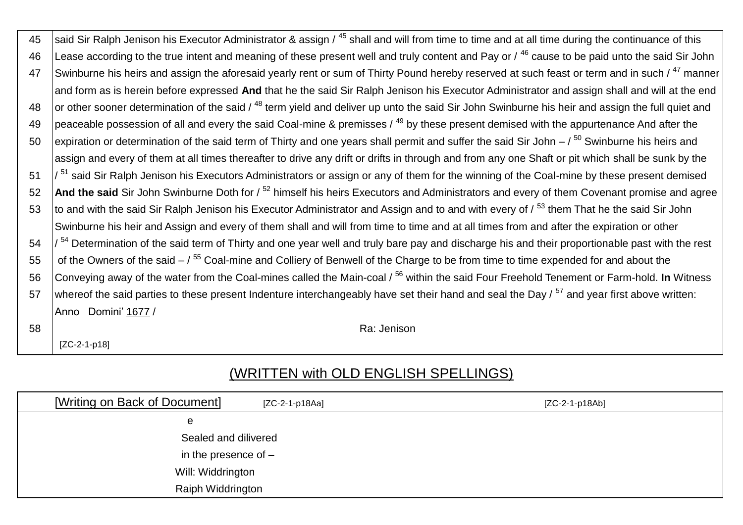| | |
|---|---|
| 45 | said Sir Ralph Jenison his Executor Administrator & assign / 45 shall and will from time to time and at all time during the continuance of this |
| 46 | Lease according to the true intent and meaning of these present well and truly content and Pay or / 46 cause to be paid unto the said Sir John |
| 47 | Swinburne his heirs and assign the aforesaid yearly rent or sum of Thirty Pound hereby reserved at such feast or term and in such / 47 manner |
| | and form as is herein before expressed **And** that he the said Sir Ralph Jenison his Executor Administrator and assign shall and will at the end |
| 48 | or other sooner determination of the said / 48 term yield and deliver up unto the said Sir John Swinburne his heir and assign the full quiet and |
| 49 | peaceable possession of all and every the said Coal-mine & premisses / 49 by these present demised with the appurtenance And after the |
| 50 | expiration or determination of the said term of Thirty and one years shall permit and suffer the said Sir John – / 50 Swinburne his heirs and |
| | assign and every of them at all times thereafter to drive any drift or drifts in through and from any one Shaft or pit which shall be sunk by the |
| 51 | / 51 said Sir Ralph Jenison his Executors Administrators or assign or any of them for the winning of the Coal-mine by these present demised |
| 52 | **And the said** Sir John Swinburne Doth for / 52 himself his heirs Executors and Administrators and every of them Covenant promise and agree |
| 53 | to and with the said Sir Ralph Jenison his Executor Administrator and Assign and to and with every of / 53 them That he the said Sir John |
| | Swinburne his heir and Assign and every of them shall and will from time to time and at all times from and after the expiration or other |
| 54 | / 54 Determination of the said term of Thirty and one year well and truly bare pay and discharge his and their proportionable past with the rest |
| 55 | of the Owners of the said – / 55 Coal-mine and Colliery of Benwell of the Charge to be from time to time expended for and about the |
| 56 | Conveying away of the water from the Coal-mines called the Main-coal / 56 within the said Four Freehold Tenement or Farm-hold. **In** Witness |
| 57 | whereof the said parties to these present Indenture interchangeably have set their hand and seal the Day / 57 and year first above written: |
| | Anno Domini' 1677 / |
| 58 | Ra: Jenison |
| | [ZC-2-1-p18] |

## (WRITTEN with OLD ENGLISH SPELLINGS)

| [Writing on Back of Document] [ZC-2-1-p18Aa] | [ZC-2-1-p18Ab] |
|---|---|
| e<br>Sealed and dilivered<br>in the presence of –<br>Will: Widdrington<br>Raiph Widdrington | |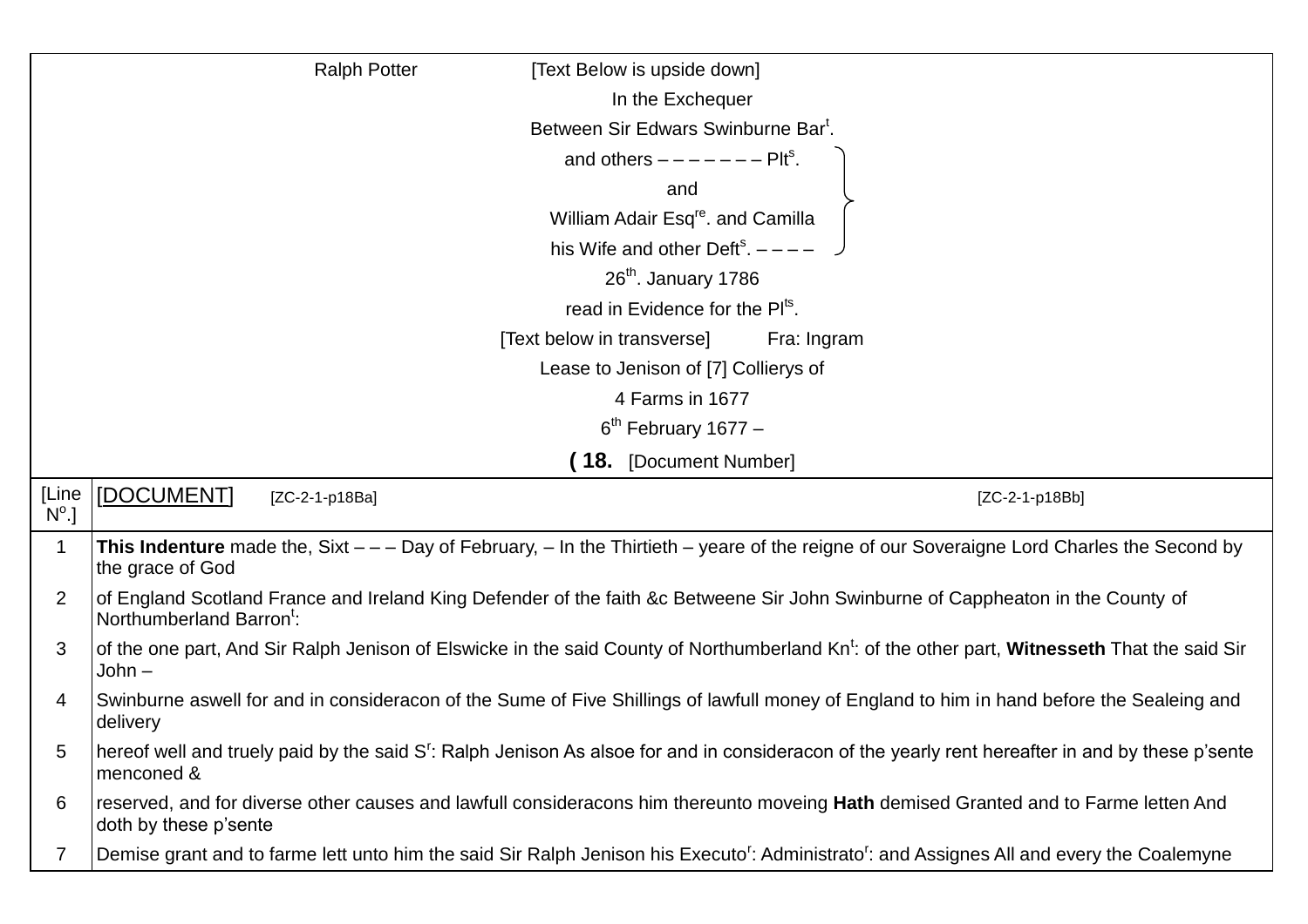| Ralph Potter [Text Below is upside down] |
|---|
| In the Exchequer |
| Between Sir Edwars Swinburne Bar[t]. |
| and others – – – – – – – Plt[s]. |
| and |
| William Adair Esq[re]. and Camilla |
| his Wife and other Deft[s]. – – – – |
| 26[th]. January 1786 |
| read in Evidence for the Pl[ts]. |
| [Text below in transverse] Fra: Ingram |
| Lease to Jenison of [7] Collierys of |
| 4 Farms in 1677 |
| 6[th] February 1677 – |
| **( 18.** [Document Number] |

| [Line N[o].] | [DOCUMENT] [ZC-2-1-p18Ba] [ZC-2-1-p18Bb] |
|---|---|
| 1 | **This Indenture** made the, Sixt – – – Day of February, – In the Thirtieth – yeare of the reigne of our Soveraigne Lord Charles the Second by the grace of God |
| 2 | of England Scotland France and Ireland King Defender of the faith &c Betweene Sir John Swinburne of Cappheaton in the County of Northumberland Barron[t]: |
| 3 | of the one part, And Sir Ralph Jenison of Elswicke in the said County of Northumberland Kn[t]: of the other part, **Witnesseth** That the said Sir John – |
| 4 | Swinburne aswell for and in consideracon of the Sume of Five Shillings of lawfull money of England to him in hand before the Sealeing and delivery |
| 5 | hereof well and truely paid by the said S[r]: Ralph Jenison As alsoe for and in consideracon of the yearly rent hereafter in and by these p'sente menconed & |
| 6 | reserved, and for diverse other causes and lawfull consideracons him thereunto moveing **Hath** demised Granted and to Farme letten And doth by these p'sente |
| 7 | Demise grant and to farme lett unto him the said Sir Ralph Jenison his Executo[r]: Administrato[r]: and Assignes All and every the Coalemyne |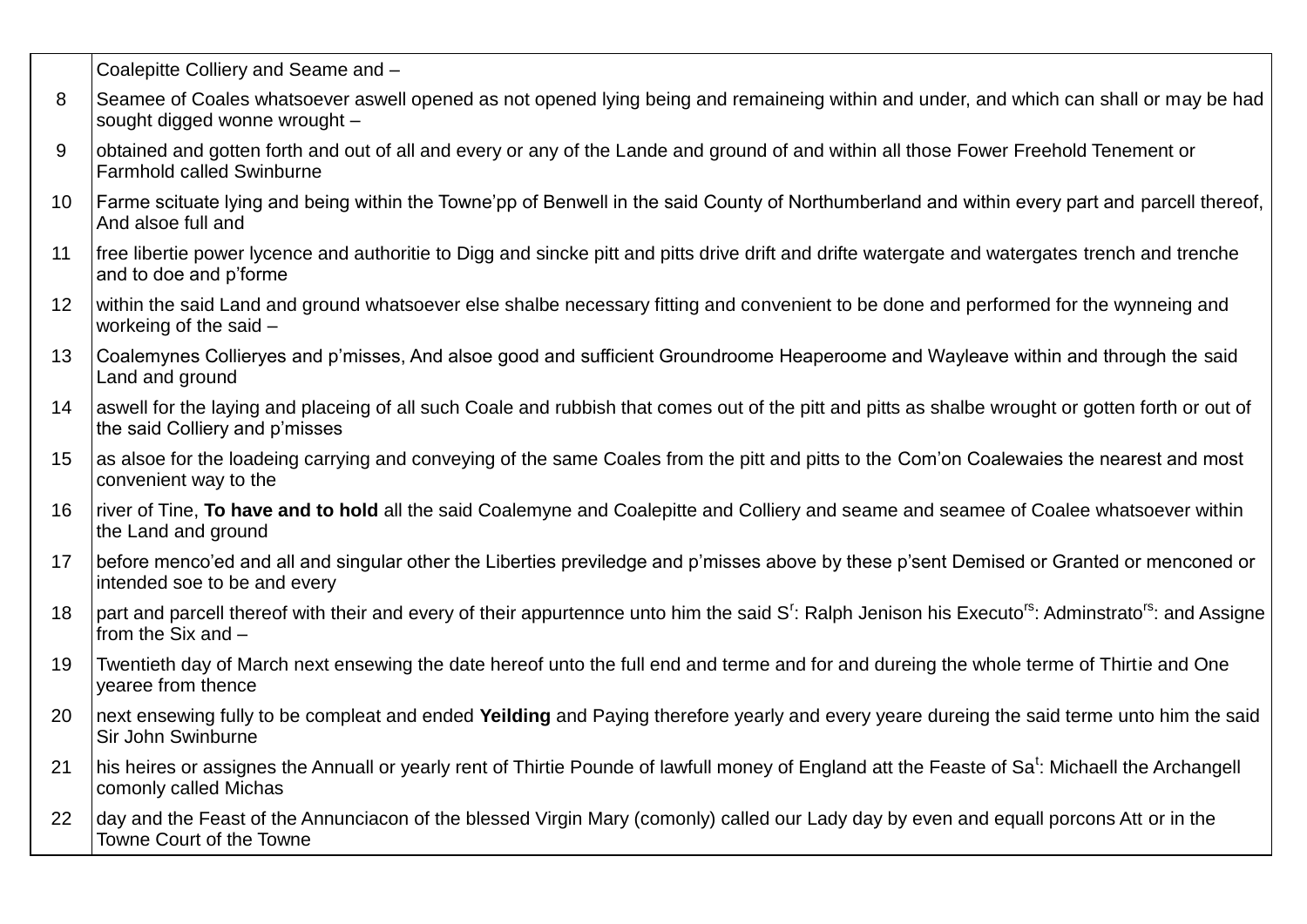| | |
|---|---|
| | Coalepitte Colliery and Seame and – |
| 8 | Seamee of Coales whatsoever aswell opened as not opened lying being and remaineing within and under, and which can shall or may be had sought digged wonne wrought – |
| 9 | obtained and gotten forth and out of all and every or any of the Lande and ground of and within all those Fower Freehold Tenement or Farmhold called Swinburne |
| 10 | Farme scituate lying and being within the Towne'pp of Benwell in the said County of Northumberland and within every part and parcell thereof, And alsoe full and |
| 11 | free libertie power lycence and authoritie to Digg and sincke pitt and pitts drive drift and drifte watergate and watergates trench and trenche and to doe and p'forme |
| 12 | within the said Land and ground whatsoever else shalbe necessary fitting and convenient to be done and performed for the wynneing and workeing of the said – |
| 13 | Coalemynes Collieryes and p'misses, And alsoe good and sufficient Groundroome Heaperoome and Wayleave within and through the said Land and ground |
| 14 | aswell for the laying and placeing of all such Coale and rubbish that comes out of the pitt and pitts as shalbe wrought or gotten forth or out of the said Colliery and p'misses |
| 15 | as alsoe for the loadeing carrying and conveying of the same Coales from the pitt and pitts to the Com'on Coalewaies the nearest and most convenient way to the |
| 16 | river of Tine, **To have and to hold** all the said Coalemyne and Coalepitte and Colliery and seame and seamee of Coalee whatsoever within the Land and ground |
| 17 | before menco'ed and all and singular other the Liberties previledge and p'misses above by these p'sent Demised or Granted or menconed or intended soe to be and every |
| 18 | part and parcell thereof with their and every of their appurtennce unto him the said S[r]: Ralph Jenison his Executo[rs]: Adminstrato[rs]: and Assigne from the Six and – |
| 19 | Twentieth day of March next ensewing the date hereof unto the full end and terme and for and dureing the whole terme of Thirtie and One yearee from thence |
| 20 | next ensewing fully to be compleat and ended **Yeilding** and Paying therefore yearly and every yeare dureing the said terme unto him the said Sir John Swinburne |
| 21 | his heires or assignes the Annuall or yearly rent of Thirtie Pounde of lawfull money of England att the Feaste of Sa[t]: Michaell the Archangell comonly called Michas |
| 22 | day and the Feast of the Annunciacon of the blessed Virgin Mary (comonly) called our Lady day by even and equall porcons Att or in the Towne Court of the Towne |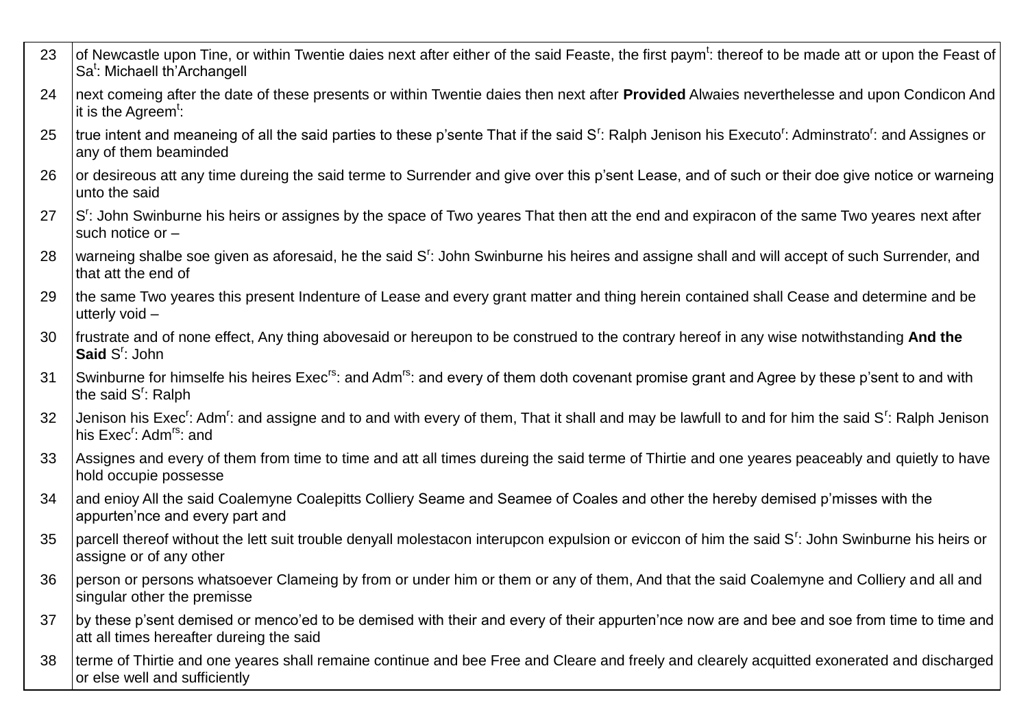| | |
|---|---|
| 23 | of Newcastle upon Tine, or within Twentie daies next after either of the said Feaste, the first paym$^{t}$: thereof to be made att or upon the Feast of Sa$^{t}$: Michaell th'Archangell |
| 24 | next comeing after the date of these presents or within Twentie daies then next after **Provided** Alwaies neverthelesse and upon Condicon And it is the Agreem$^{t}$: |
| 25 | true intent and meaneing of all the said parties to these p'sente That if the said S$^{r}$: Ralph Jenison his Executo$^{r}$: Adminstrato$^{r}$: and Assignes or any of them beaminded |
| 26 | or desireous att any time dureing the said terme to Surrender and give over this p'sent Lease, and of such or their doe give notice or warneing unto the said |
| 27 | S$^{r}$: John Swinburne his heirs or assignes by the space of Two yeares That then att the end and expiracon of the same Two yeares next after such notice or – |
| 28 | warneing shalbe soe given as aforesaid, he the said S$^{r}$: John Swinburne his heires and assigne shall and will accept of such Surrender, and that att the end of |
| 29 | the same Two yeares this present Indenture of Lease and every grant matter and thing herein contained shall Cease and determine and be utterly void – |
| 30 | frustrate and of none effect, Any thing abovesaid or hereupon to be construed to the contrary hereof in any wise notwithstanding **And the Said** S$^{r}$: John |
| 31 | Swinburne for himselfe his heires Exec$^{rs}$: and Adm$^{rs}$: and every of them doth covenant promise grant and Agree by these p'sent to and with the said S$^{r}$: Ralph |
| 32 | Jenison his Exec$^{r}$: Adm$^{r}$: and assigne and to and with every of them, That it shall and may be lawfull to and for him the said S$^{r}$: Ralph Jenison his Exec$^{r}$: Adm$^{rs}$: and |
| 33 | Assignes and every of them from time to time and att all times dureing the said terme of Thirtie and one yeares peaceably and quietly to have hold occupie possesse |
| 34 | and enioy All the said Coalemyne Coalepitts Colliery Seame and Seamee of Coales and other the hereby demised p'misses with the appurten'nce and every part and |
| 35 | parcell thereof without the lett suit trouble denyall molestacon interupcon expulsion or eviccon of him the said S$^{r}$: John Swinburne his heirs or assigne or of any other |
| 36 | person or persons whatsoever Clameing by from or under him or them or any of them, And that the said Coalemyne and Colliery and all and singular other the premisse |
| 37 | by these p'sent demised or menco'ed to be demised with their and every of their appurten'nce now are and bee and soe from time to time and att all times hereafter dureing the said |
| 38 | terme of Thirtie and one yeares shall remaine continue and bee Free and Cleare and freely and clearely acquitted exonerated and discharged or else well and sufficiently |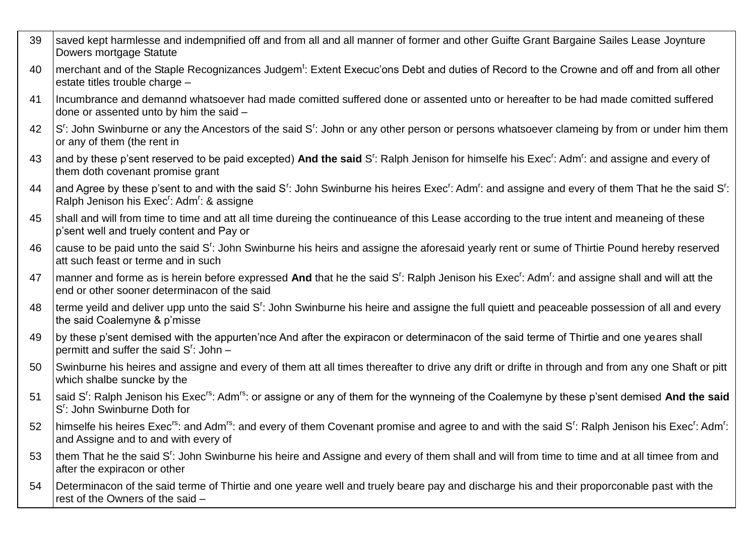| | |
|---|---|
| 39 | saved kept harmlesse and indempnified off and from all and all manner of former and other Guifte Grant Bargaine Sailes Lease Joynture Dowers mortgage Statute |
| 40 | merchant and of the Staple Recognizances Judgem[t]: Extent Execuc'ons Debt and duties of Record to the Crowne and off and from all other estate titles trouble charge – |
| 41 | Incumbrance and demannd whatsoever had made comitted suffered done or assented unto or hereafter to be had made comitted suffered done or assented unto by him the said – |
| 42 | S[r]: John Swinburne or any the Ancestors of the said S[r]: John or any other person or persons whatsoever clameing by from or under him them or any of them (the rent in |
| 43 | and by these p'sent reserved to be paid excepted) **And the said** S[r]: Ralph Jenison for himselfe his Exec[r]: Adm[r]: and assigne and every of them doth covenant promise grant |
| 44 | and Agree by these p'sent to and with the said S[r]: John Swinburne his heires Exec[r]: Adm[r]: and assigne and every of them That he the said S[r]: Ralph Jenison his Exec[r]: Adm[r]: & assigne |
| 45 | shall and will from time to time and att all time dureing the continueance of this Lease according to the true intent and meaneing of these p'sent well and truely content and Pay or |
| 46 | cause to be paid unto the said S[r]: John Swinburne his heirs and assigne the aforesaid yearly rent or sume of Thirtie Pound hereby reserved att such feast or terme and in such |
| 47 | manner and forme as is herein before expressed **And** that he the said S[r]: Ralph Jenison his Exec[r]: Adm[r]: and assigne shall and will att the end or other sooner determinacon of the said |
| 48 | terme yeild and deliver upp unto the said S[r]: John Swinburne his heire and assigne the full quiett and peaceable possession of all and every the said Coalemyne & p'misse |
| 49 | by these p'sent demised with the appurten'nce And after the expiracon or determinacon of the said terme of Thirtie and one yeares shall permitt and suffer the said S[r]: John – |
| 50 | Swinburne his heires and assigne and every of them att all times thereafter to drive any drift or drifte in through and from any one Shaft or pitt which shalbe suncke by the |
| 51 | said S[r]: Ralph Jenison his Exec[rs]: Adm[rs]: or assigne or any of them for the wynneing of the Coalemyne by these p'sent demised **And the said** S[r]: John Swinburne Doth for |
| 52 | himselfe his heires Exec[rs]: and Adm[rs]: and every of them Covenant promise and agree to and with the said S[r]: Ralph Jenison his Exec[r]: Adm[r]: and Assigne and to and with every of |
| 53 | them That he the said S[r]: John Swinburne his heire and Assigne and every of them shall and will from time to time and at all timee from and after the expiracon or other |
| 54 | Determinacon of the said terme of Thirtie and one yeare well and truely beare pay and discharge his and their proporconable past with the rest of the Owners of the said – |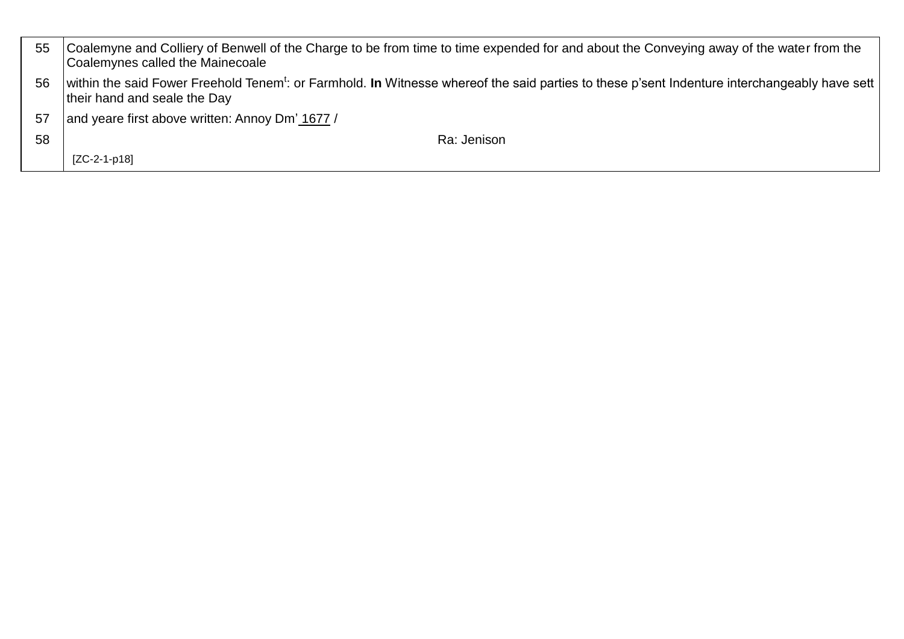| | |
|---|---|
| 55 | Coalemyne and Colliery of Benwell of the Charge to be from time to time expended for and about the Conveying away of the water from the Coalemynes called the Mainecoale |
| 56 | within the said Fower Freehold Tenem[t]: or Farmhold. **In** Witnesse whereof the said parties to these p'sent Indenture interchangeably have sett their hand and seale the Day |
| 57 | and yeare first above written: Annoy Dm' 1677 / |
| 58 | Ra: Jenison |
| | [ZC-2-1-p18] |